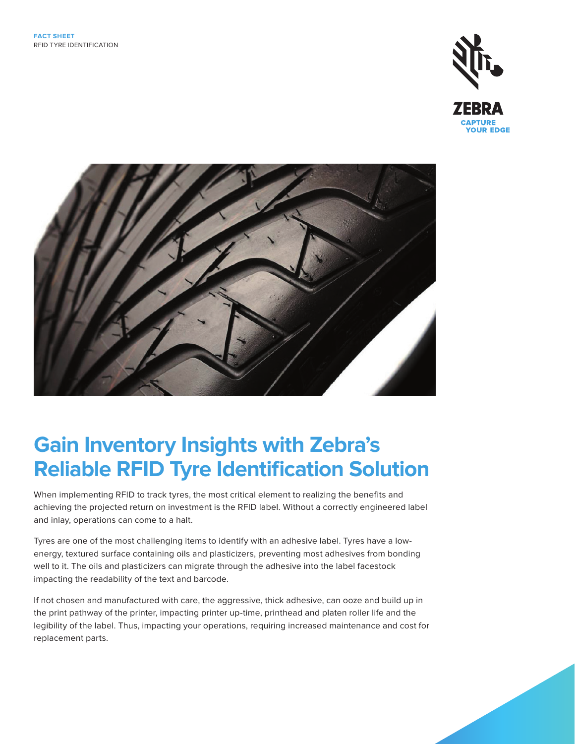FACT SHEET
RFID TYRE IDENTIFICATION

# Gain Inventory Insights with Zebra's Reliable RFID Tyre Identification Solution

When implementing RFID to track tyres, the most critical element to realizing the benefits and achieving the projected return on investment is the RFID label. Without a correctly engineered label and inlay, operations can come to a halt.

Tyres are one of the most challenging items to identify with an adhesive label. Tyres have a low-energy, textured surface containing oils and plasticizers, preventing most adhesives from bonding well to it. The oils and plasticizers can migrate through the adhesive into the label facestock impacting the readability of the text and barcode.

If not chosen and manufactured with care, the aggressive, thick adhesive, can ooze and build up in the print pathway of the printer, impacting printer up-time, printhead and platen roller life and the legibility of the label. Thus, impacting your operations, requiring increased maintenance and cost for replacement parts.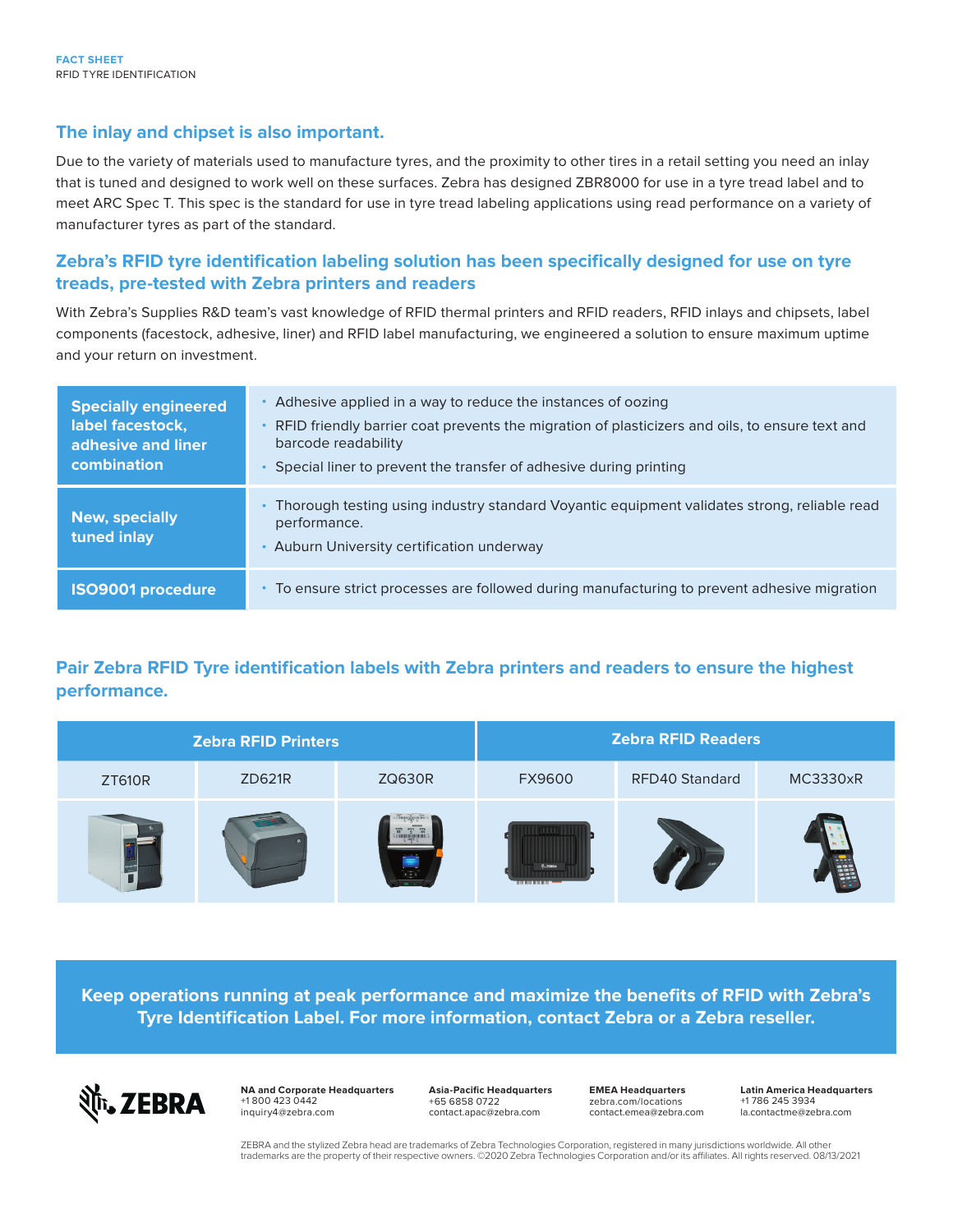## The inlay and chipset is also important.

Due to the variety of materials used to manufacture tyres, and the proximity to other tires in a retail setting you need an inlay that is tuned and designed to work well on these surfaces. Zebra has designed ZBR8000 for use in a tyre tread label and to meet ARC Spec T. This spec is the standard for use in tyre tread labeling applications using read performance on a variety of manufacturer tyres as part of the standard.

## Zebra's RFID tyre identification labeling solution has been specifically designed for use on tyre treads, pre-tested with Zebra printers and readers

With Zebra's Supplies R&D team's vast knowledge of RFID thermal printers and RFID readers, RFID inlays and chipsets, label components (facestock, adhesive, liner) and RFID label manufacturing, we engineered a solution to ensure maximum uptime and your return on investment.

| | |
|---|---|
| **Specially engineered label facestock, adhesive and liner combination** | • Adhesive applied in a way to reduce the instances of oozing<br>• RFID friendly barrier coat prevents the migration of plasticizers and oils, to ensure text and barcode readability<br>• Special liner to prevent the transfer of adhesive during printing |
| **New, specially tuned inlay** | • Thorough testing using industry standard Voyantic equipment validates strong, reliable read performance.<br>• Auburn University certification underway |
| **ISO9001 procedure** | • To ensure strict processes are followed during manufacturing to prevent adhesive migration |

## Pair Zebra RFID Tyre identification labels with Zebra printers and readers to ensure the highest performance.

| Zebra RFID Printers | | | Zebra RFID Readers | | |
|---|---|---|---|---|---|
| ZT610R | ZD621R | ZQ630R | FX9600 | RFD40 Standard | MC3330xR |

**Keep operations running at peak performance and maximize the benefits of RFID with Zebra's Tyre Identification Label. For more information, contact Zebra or a Zebra reseller.**

**NA and Corporate Headquarters**
+1 800 423 0442
inquiry4@zebra.com

**Asia-Pacific Headquarters**
+65 6858 0722
contact.apac@zebra.com

**EMEA Headquarters**
zebra.com/locations
contact.emea@zebra.com

**Latin America Headquarters**
+1 786 245 3934
la.contactme@zebra.com

ZEBRA and the stylized Zebra head are trademarks of Zebra Technologies Corporation, registered in many jurisdictions worldwide. All other trademarks are the property of their respective owners. ©2020 Zebra Technologies Corporation and/or its affiliates. All rights reserved. 08/13/2021